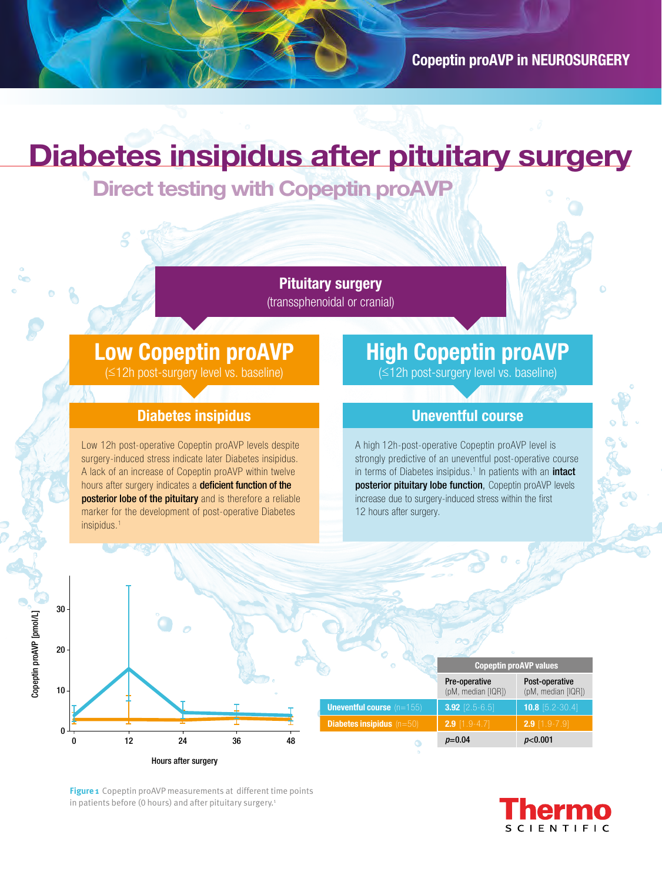# Diabetes insipidus after pituitary surgery

## Direct testing with Copeptin proAVP

**Pituitary surgery**
(transsphenoidal or cranial)

### Low Copeptin proAVP
(≤12h post-surgery level vs. baseline)

#### Diabetes insipidus

Low 12h post-operative Copeptin proAVP levels despite surgery-induced stress indicate later Diabetes insipidus. A lack of an increase of Copeptin proAVP within twelve hours after surgery indicates a **deficient function of the posterior lobe of the pituitary** and is therefore a reliable marker for the development of post-operative Diabetes insipidus.[1]

### High Copeptin proAVP
(≤12h post-surgery level vs. baseline)

#### Uneventful course

A high 12h-post-operative Copeptin proAVP level is strongly predictive of an uneventful post-operative course in terms of Diabetes insipidus.[1] In patients with an **intact posterior pituitary lobe function**, Copeptin proAVP levels increase due to surgery-induced stress within the first 12 hours after surgery.

Figure 1 Copeptin proAVP measurements at different time points in patients before (0 hours) and after pituitary surgery.[1]

| | Copeptin proAVP values | |
|---|---|---|
| | Pre-operative (pM, median [IQR]) | Post-operative (pM, median [IQR]) |
| **Uneventful course** (n=155) | **3.92** [2.5-6.5] | **10.8** [5.2-30.4] |
| **Diabetes insipidus** (n=50) | **2.9** [1.9-4.7] | **2.9** [1.9-7.9] |
| | $p$=0.04 | $p$<0.001 |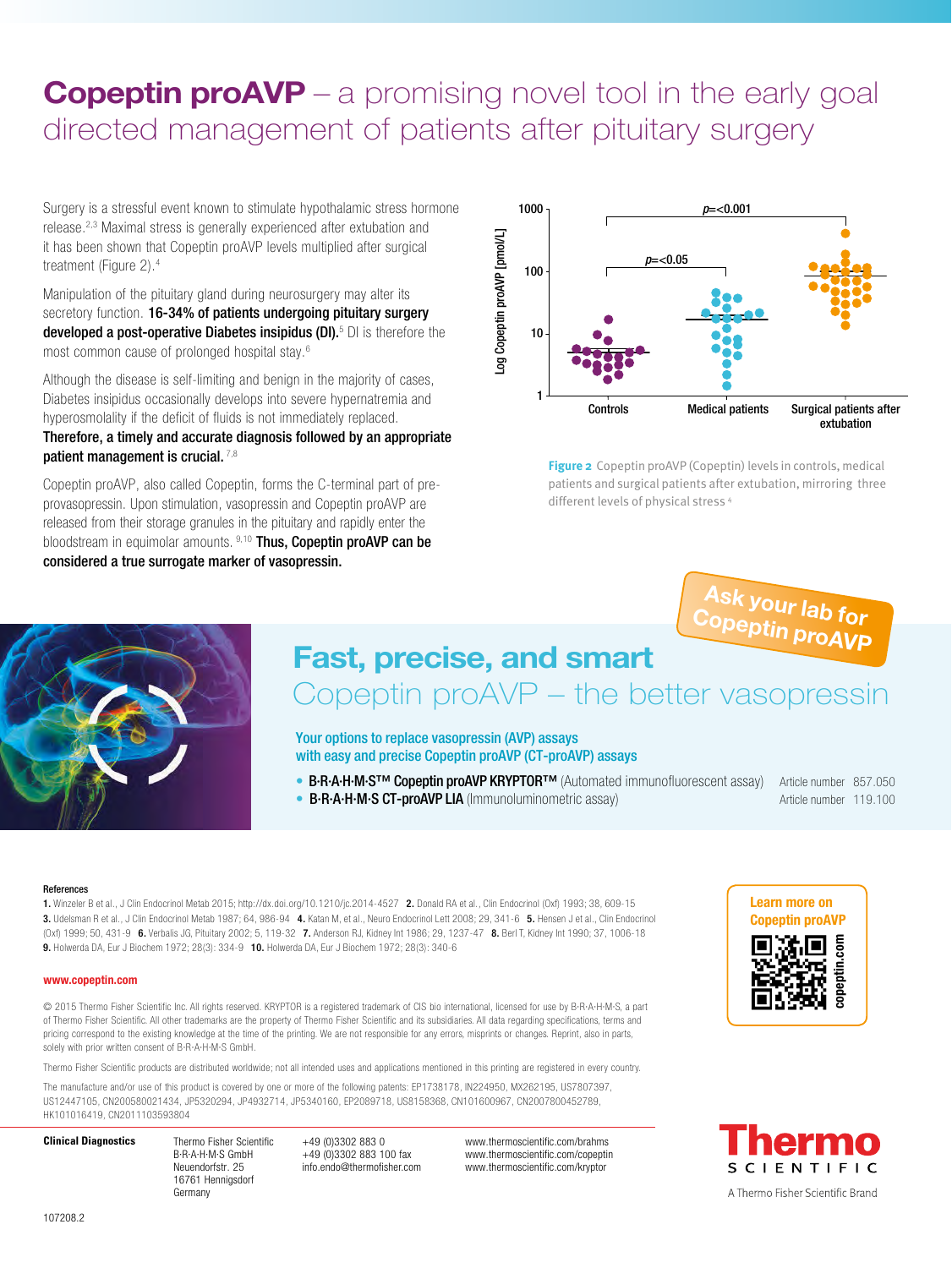# **Copeptin proAVP** – a promising novel tool in the early goal directed management of patients after pituitary surgery

Surgery is a stressful event known to stimulate hypothalamic stress hormone release.[2,3] Maximal stress is generally experienced after extubation and it has been shown that Copeptin proAVP levels multiplied after surgical treatment (Figure 2).[4]

Manipulation of the pituitary gland during neurosurgery may alter its secretory function. **16-34% of patients undergoing pituitary surgery developed a post-operative Diabetes insipidus (DI).**[5] DI is therefore the most common cause of prolonged hospital stay.[6]

Although the disease is self-limiting and benign in the majority of cases, Diabetes insipidus occasionally develops into severe hypernatremia and hyperosmolality if the deficit of fluids is not immediately replaced. **Therefore, a timely and accurate diagnosis followed by an appropriate patient management is crucial.**[7,8]

Copeptin proAVP, also called Copeptin, forms the C-terminal part of pre-provasopressin. Upon stimulation, vasopressin and Copeptin proAVP are released from their storage granules in the pituitary and rapidly enter the bloodstream in equimolar amounts.[9,10] **Thus, Copeptin proAVP can be considered a true surrogate marker of vasopressin.**

Log Copeptin proAVP [pmol/L]
1000
100
10
1
$p$=<0.001
$p$=<0.05
Controls
Medical patients
Surgical patients after extubation

**Figure 2** Copeptin proAVP (Copeptin) levels in controls, medical patients and surgical patients after extubation, mirroring three different levels of physical stress[4]

Ask your lab for Copeptin proAVP

## Fast, precise, and smart

## Copeptin proAVP – the better vasopressin

**Your options to replace vasopressin (AVP) assays with easy and precise Copeptin proAVP (CT-proAVP) assays**

- **B·R·A·H·M·S™ Copeptin proAVP KRYPTOR™** (Automated immunofluorescent assay) Article number 857.050
- **B·R·A·H·M·S CT-proAVP LIA** (Immunoluminometric assay) Article number 119.100

**References**

**1.** Winzeler B et al., J Clin Endocrinol Metab 2015; http://dx.doi.org/10.1210/jc.2014-4527 **2.** Donald RA et al., Clin Endocrinol (Oxf) 1993; 38, 609-15 **3.** Udelsman R et al., J Clin Endocrinol Metab 1987; 64, 986-94 **4.** Katan M, et al., Neuro Endocrinol Lett 2008; 29, 341-6 **5.** Hensen J et al., Clin Endocrinol (Oxf) 1999; 50, 431-9 **6.** Verbalis JG, Pituitary 2002; 5, 119-32 **7.** Anderson RJ, Kidney Int 1986; 29, 1237-47 **8.** Berl T, Kidney Int 1990; 37, 1006-18 **9.** Holwerda DA, Eur J Biochem 1972; 28(3): 334-9 **10.** Holwerda DA, Eur J Biochem 1972; 28(3): 340-6

**www.copeptin.com**

Learn more on Copeptin proAVP
copeptin.com

© 2015 Thermo Fisher Scientific Inc. All rights reserved. KRYPTOR is a registered trademark of CIS bio international, licensed for use by B·R·A·H·M·S, a part of Thermo Fisher Scientific. All other trademarks are the property of Thermo Fisher Scientific and its subsidiaries. All data regarding specifications, terms and pricing correspond to the existing knowledge at the time of the printing. We are not responsible for any errors, misprints or changes. Reprint, also in parts, solely with prior written consent of B·R·A·H·M·S GmbH.

Thermo Fisher Scientific products are distributed worldwide; not all intended uses and applications mentioned in this printing are registered in every country.

The manufacture and/or use of this product is covered by one or more of the following patents: EP1738178, IN224950, MX262195, US7807397, US12447105, CN200580021434, JP5320294, JP4932714, JP5340160, EP2089718, US8158368, CN101600967, CN200780045278­9, HK101016419, CN2011103593804

**Clinical Diagnostics**

Thermo Fisher Scientific
B·R·A·H·M·S GmbH
Neuendorfstr. 25
16761 Hennigsdorf
Germany

+49 (0)3302 883 0
+49 (0)3302 883 100 fax
info.endo@thermofisher.com

www.thermoscientific.com/brahms
www.thermoscientific.com/copeptin
www.thermoscientific.com/kryptor

Thermo SCIENTIFIC
A Thermo Fisher Scientific Brand

107208.2